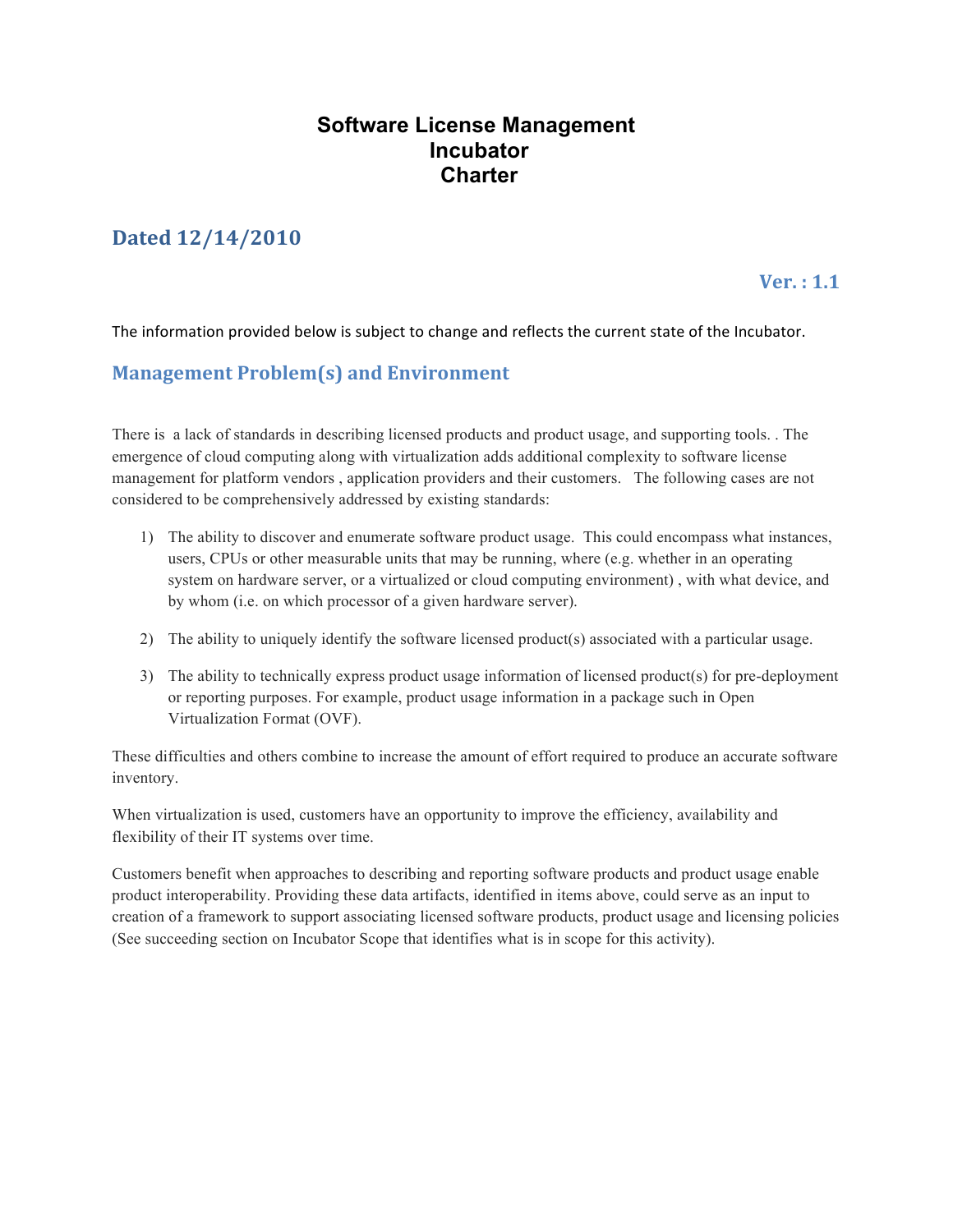# Software License Management Incubator Charter

## Dated 12/14/2010

**Ver. : 1.1**

The information provided below is subject to change and reflects the current state of the Incubator.

## Management Problem(s) and Environment

There is a lack of standards in describing licensed products and product usage, and supporting tools. . The emergence of cloud computing along with virtualization adds additional complexity to software license management for platform vendors , application providers and their customers. The following cases are not considered to be comprehensively addressed by existing standards:

1) The ability to discover and enumerate software product usage. This could encompass what instances, users, CPUs or other measurable units that may be running, where (e.g. whether in an operating system on hardware server, or a virtualized or cloud computing environment) , with what device, and by whom (i.e. on which processor of a given hardware server).

2) The ability to uniquely identify the software licensed product(s) associated with a particular usage.

3) The ability to technically express product usage information of licensed product(s) for pre-deployment or reporting purposes. For example, product usage information in a package such in Open Virtualization Format (OVF).

These difficulties and others combine to increase the amount of effort required to produce an accurate software inventory.

When virtualization is used, customers have an opportunity to improve the efficiency, availability and flexibility of their IT systems over time.

Customers benefit when approaches to describing and reporting software products and product usage enable product interoperability. Providing these data artifacts, identified in items above, could serve as an input to creation of a framework to support associating licensed software products, product usage and licensing policies (See succeeding section on Incubator Scope that identifies what is in scope for this activity).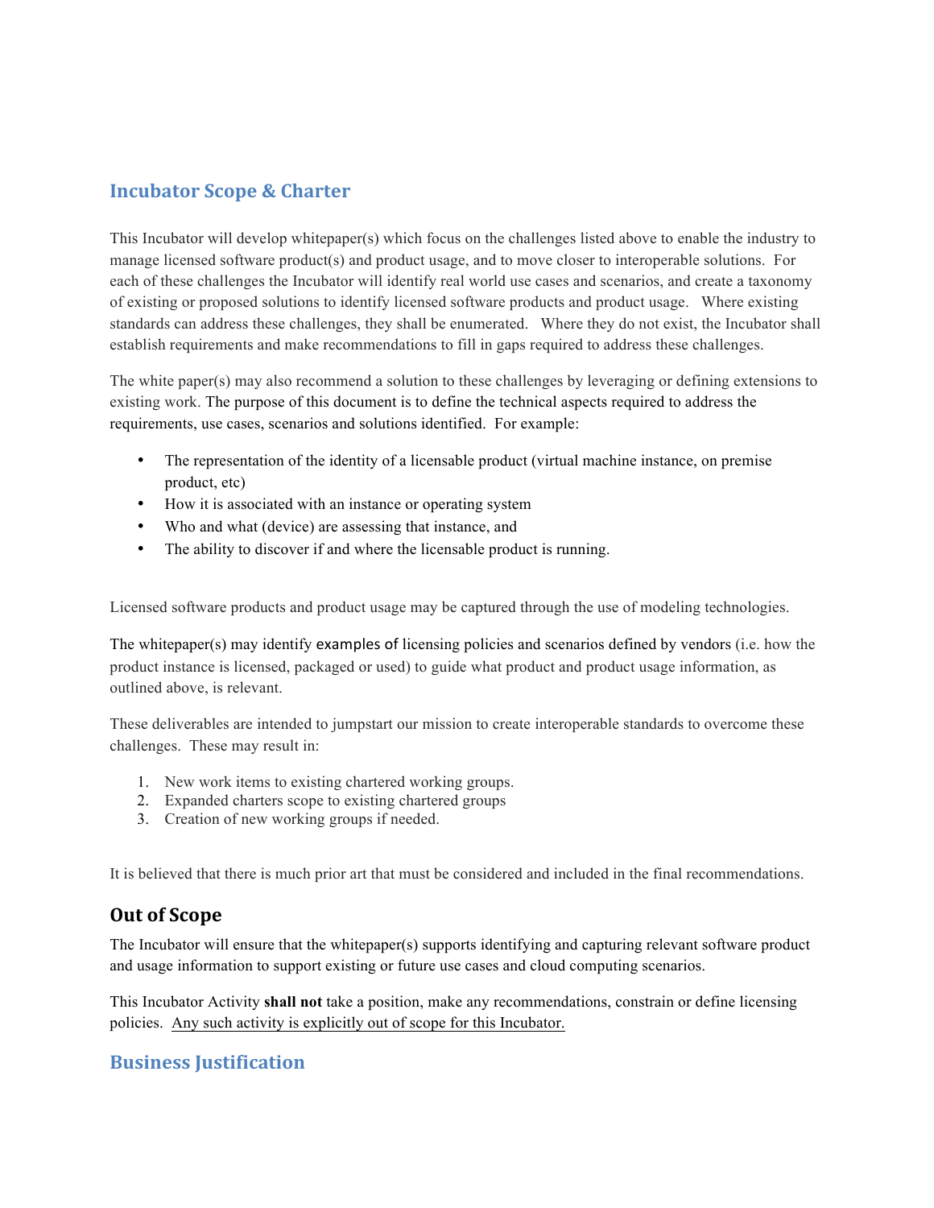## Incubator Scope & Charter

This Incubator will develop whitepaper(s) which focus on the challenges listed above to enable the industry to manage licensed software product(s) and product usage, and to move closer to interoperable solutions. For each of these challenges the Incubator will identify real world use cases and scenarios, and create a taxonomy of existing or proposed solutions to identify licensed software products and product usage. Where existing standards can address these challenges, they shall be enumerated. Where they do not exist, the Incubator shall establish requirements and make recommendations to fill in gaps required to address these challenges.

The white paper(s) may also recommend a solution to these challenges by leveraging or defining extensions to existing work. The purpose of this document is to define the technical aspects required to address the requirements, use cases, scenarios and solutions identified. For example:

- The representation of the identity of a licensable product (virtual machine instance, on premise product, etc)
- How it is associated with an instance or operating system
- Who and what (device) are assessing that instance, and
- The ability to discover if and where the licensable product is running.

Licensed software products and product usage may be captured through the use of modeling technologies.

The whitepaper(s) may identify examples of licensing policies and scenarios defined by vendors (i.e. how the product instance is licensed, packaged or used) to guide what product and product usage information, as outlined above, is relevant.

These deliverables are intended to jumpstart our mission to create interoperable standards to overcome these challenges. These may result in:

1. New work items to existing chartered working groups.
2. Expanded charters scope to existing chartered groups
3. Creation of new working groups if needed.

It is believed that there is much prior art that must be considered and included in the final recommendations.

### Out of Scope

The Incubator will ensure that the whitepaper(s) supports identifying and capturing relevant software product and usage information to support existing or future use cases and cloud computing scenarios.

This Incubator Activity **shall not** take a position, make any recommendations, constrain or define licensing policies. <u>Any such activity is explicitly out of scope for this Incubator.</u>

## Business Justification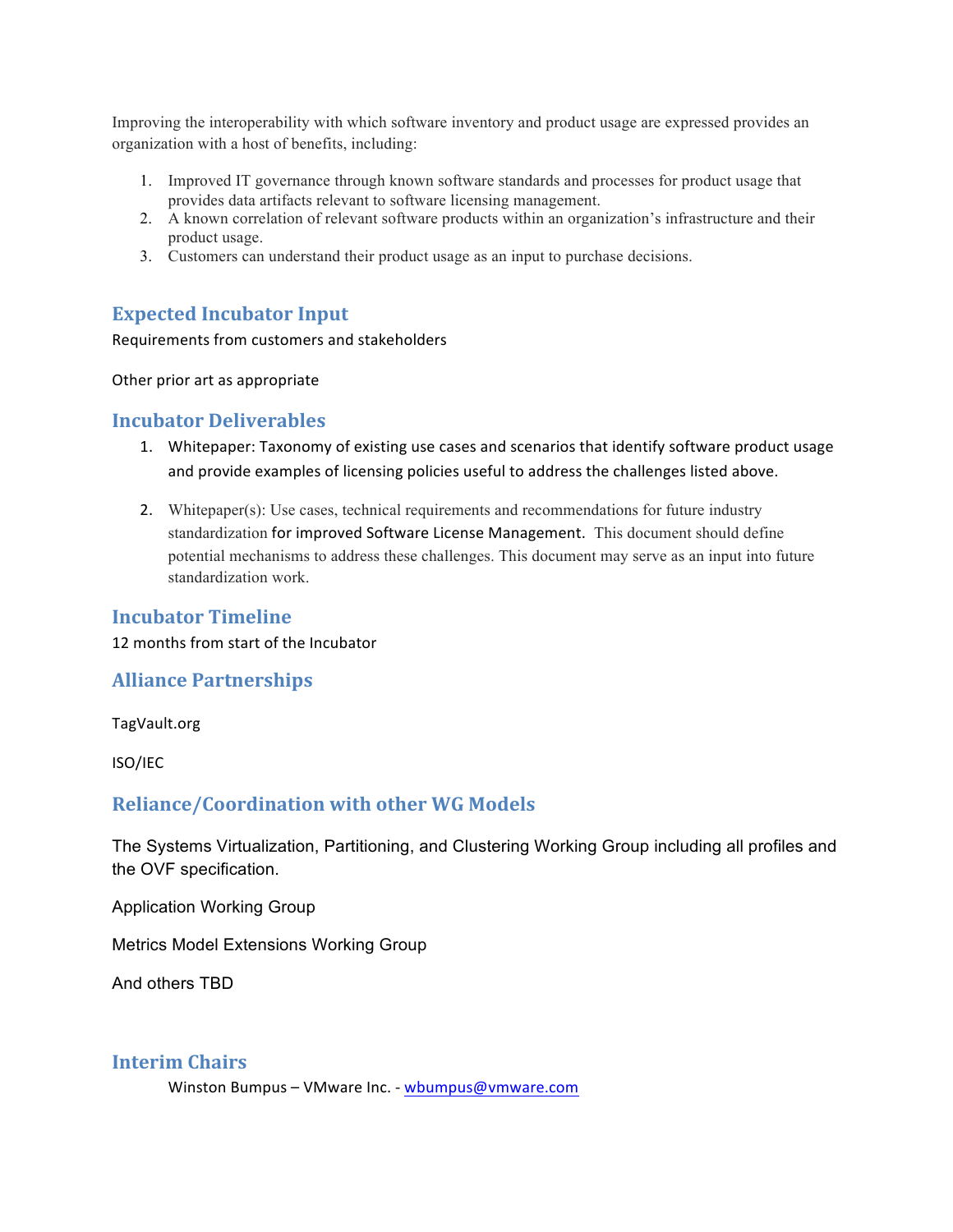Improving the interoperability with which software inventory and product usage are expressed provides an organization with a host of benefits, including:

1. Improved IT governance through known software standards and processes for product usage that provides data artifacts relevant to software licensing management.
2. A known correlation of relevant software products within an organization's infrastructure and their product usage.
3. Customers can understand their product usage as an input to purchase decisions.

## Expected Incubator Input

Requirements from customers and stakeholders

Other prior art as appropriate

## Incubator Deliverables

1. Whitepaper: Taxonomy of existing use cases and scenarios that identify software product usage and provide examples of licensing policies useful to address the challenges listed above.
2. Whitepaper(s): Use cases, technical requirements and recommendations for future industry standardization for improved Software License Management. This document should define potential mechanisms to address these challenges. This document may serve as an input into future standardization work.

## Incubator Timeline

12 months from start of the Incubator

## Alliance Partnerships

TagVault.org

ISO/IEC

## Reliance/Coordination with other WG Models

The Systems Virtualization, Partitioning, and Clustering Working Group including all profiles and the OVF specification.

Application Working Group

Metrics Model Extensions Working Group

And others TBD

## Interim Chairs

Winston Bumpus – VMware Inc. - wbumpus@vmware.com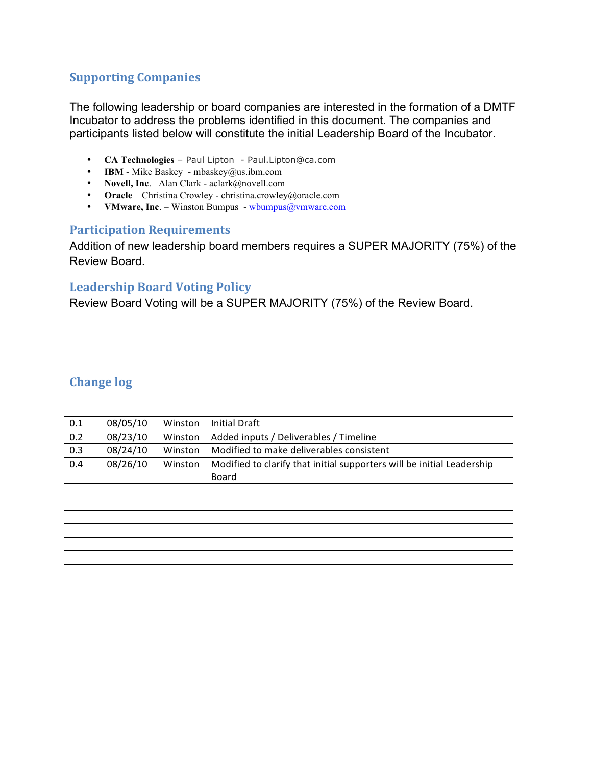## Supporting Companies

The following leadership or board companies are interested in the formation of a DMTF Incubator to address the problems identified in this document. The companies and participants listed below will constitute the initial Leadership Board of the Incubator.

- **CA Technologies** – Paul Lipton - Paul.Lipton@ca.com
- **IBM** - Mike Baskey - mbaskey@us.ibm.com
- **Novell, Inc**. –Alan Clark - aclark@novell.com
- **Oracle** – Christina Crowley - christina.crowley@oracle.com
- **VMware, Inc**. – Winston Bumpus - wbumpus@vmware.com

## Participation Requirements

Addition of new leadership board members requires a SUPER MAJORITY (75%) of the Review Board.

## Leadership Board Voting Policy

Review Board Voting will be a SUPER MAJORITY (75%) of the Review Board.

## Change log

| | | | |
|---|---|---|---|
| 0.1 | 08/05/10 | Winston | Initial Draft |
| 0.2 | 08/23/10 | Winston | Added inputs / Deliverables / Timeline |
| 0.3 | 08/24/10 | Winston | Modified to make deliverables consistent |
| 0.4 | 08/26/10 | Winston | Modified to clarify that initial supporters will be initial Leadership Board |
| | | | |
| | | | |
| | | | |
| | | | |
| | | | |
| | | | |
| | | | |
| | | | |